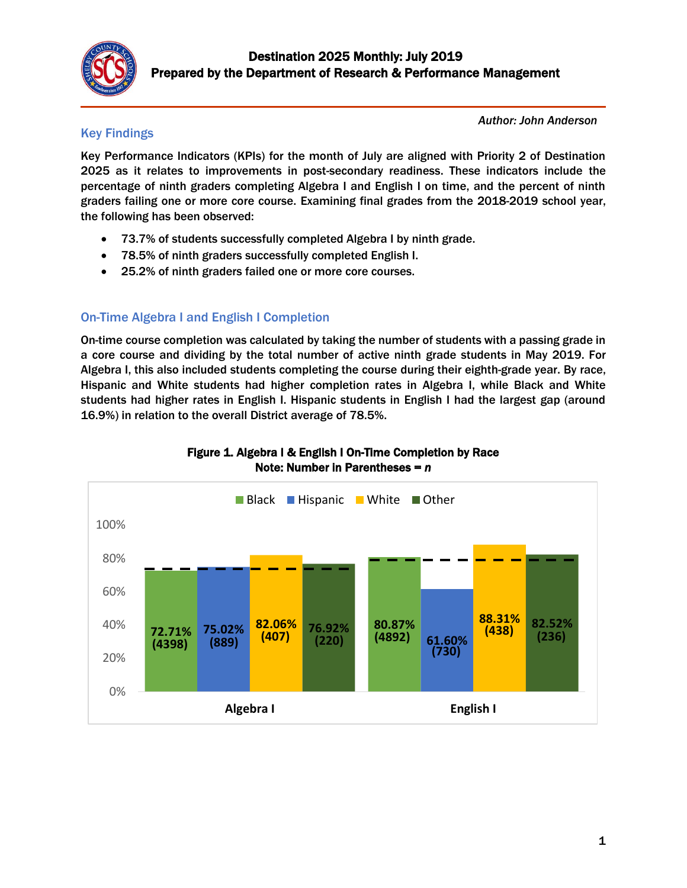# Destination 2025 Monthly: July 2019
## Prepared by the Department of Research & Performance Management

*Author: John Anderson*

### Key Findings

Key Performance Indicators (KPIs) for the month of July are aligned with Priority 2 of Destination 2025 as it relates to improvements in post-secondary readiness. These indicators include the percentage of ninth graders completing Algebra I and English I on time, and the percent of ninth graders failing one or more core course. Examining final grades from the 2018-2019 school year, the following has been observed:

- 73.7% of students successfully completed Algebra I by ninth grade.
- 78.5% of ninth graders successfully completed English I.
- 25.2% of ninth graders failed one or more core courses.

### On-Time Algebra I and English I Completion

On-time course completion was calculated by taking the number of students with a passing grade in a core course and dividing by the total number of active ninth grade students in May 2019. For Algebra I, this also included students completing the course during their eighth-grade year. By race, Hispanic and White students had higher completion rates in Algebra I, while Black and White students had higher rates in English I. Hispanic students in English I had the largest gap (around 16.9%) in relation to the overall District average of 78.5%.

**Figure 1. Algebra I & English I On-Time Completion by Race**
**Note: Number in Parentheses = *n***

| | Black | Hispanic | White | Other |
|---|---|---|---|---|
| Algebra I | 72.71% (4398) | 75.02% (889) | 82.06% (407) | 76.92% (220) |
| English I | 80.87% (4892) | 61.60% (730) | 88.31% (438) | 82.52% (236) |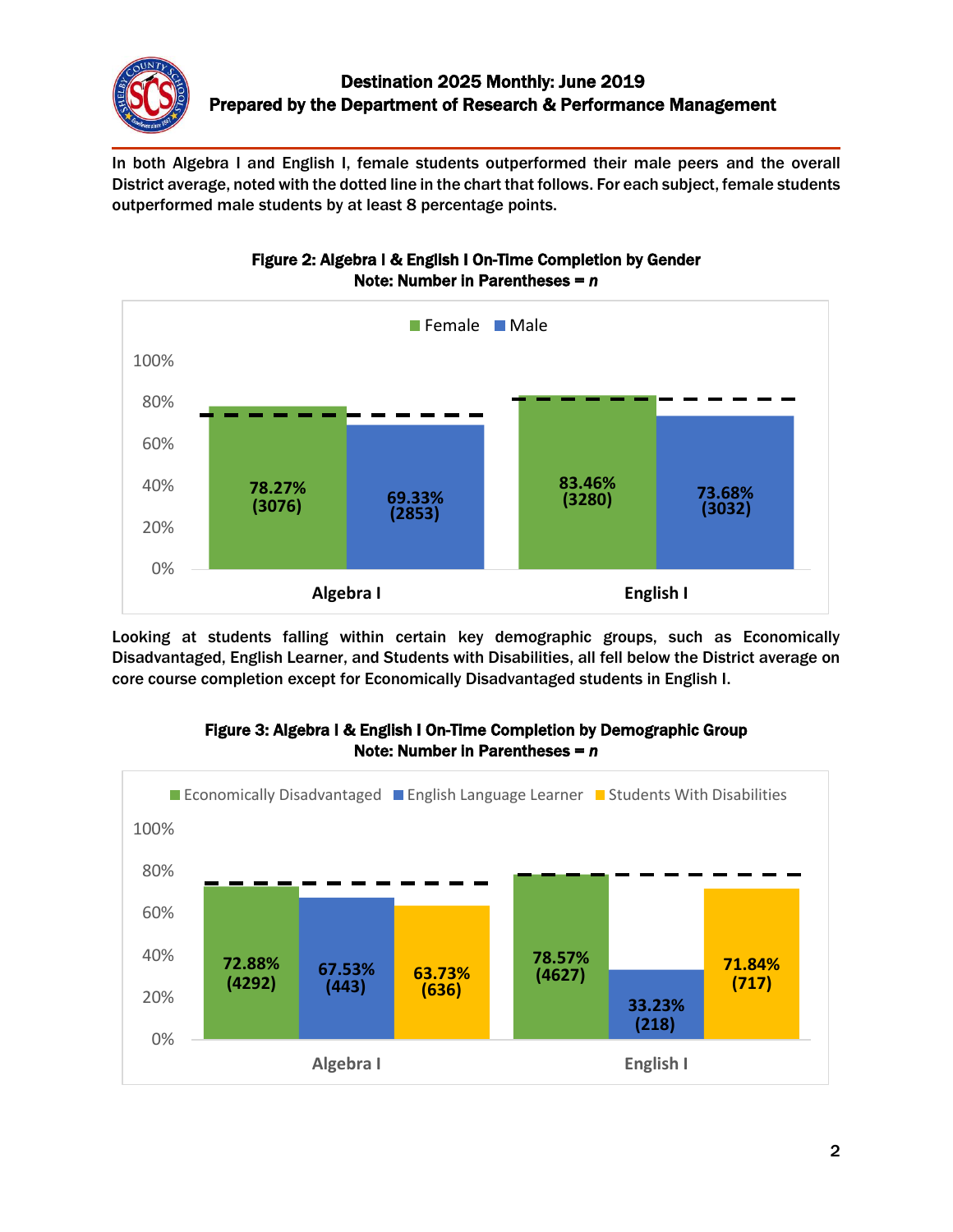In both Algebra I and English I, female students outperformed their male peers and the overall District average, noted with the dotted line in the chart that follows. For each subject, female students outperformed male students by at least 8 percentage points.

**Figure 2: Algebra I & English I On-Time Completion by Gender**
**Note: Number in Parentheses = *n***

| | Female | Male |
|---|---|---|
| Algebra I | 78.27% (3076) | 69.33% (2853) |
| English I | 83.46% (3280) | 73.68% (3032) |

Looking at students falling within certain key demographic groups, such as Economically Disadvantaged, English Learner, and Students with Disabilities, all fell below the District average on core course completion except for Economically Disadvantaged students in English I.

**Figure 3: Algebra I & English I On-Time Completion by Demographic Group**
**Note: Number in Parentheses = *n***

| | Economically Disadvantaged | English Language Learner | Students With Disabilities |
|---|---|---|---|
| Algebra I | 72.88% (4292) | 67.53% (443) | 63.73% (636) |
| English I | 78.57% (4627) | 33.23% (218) | 71.84% (717) |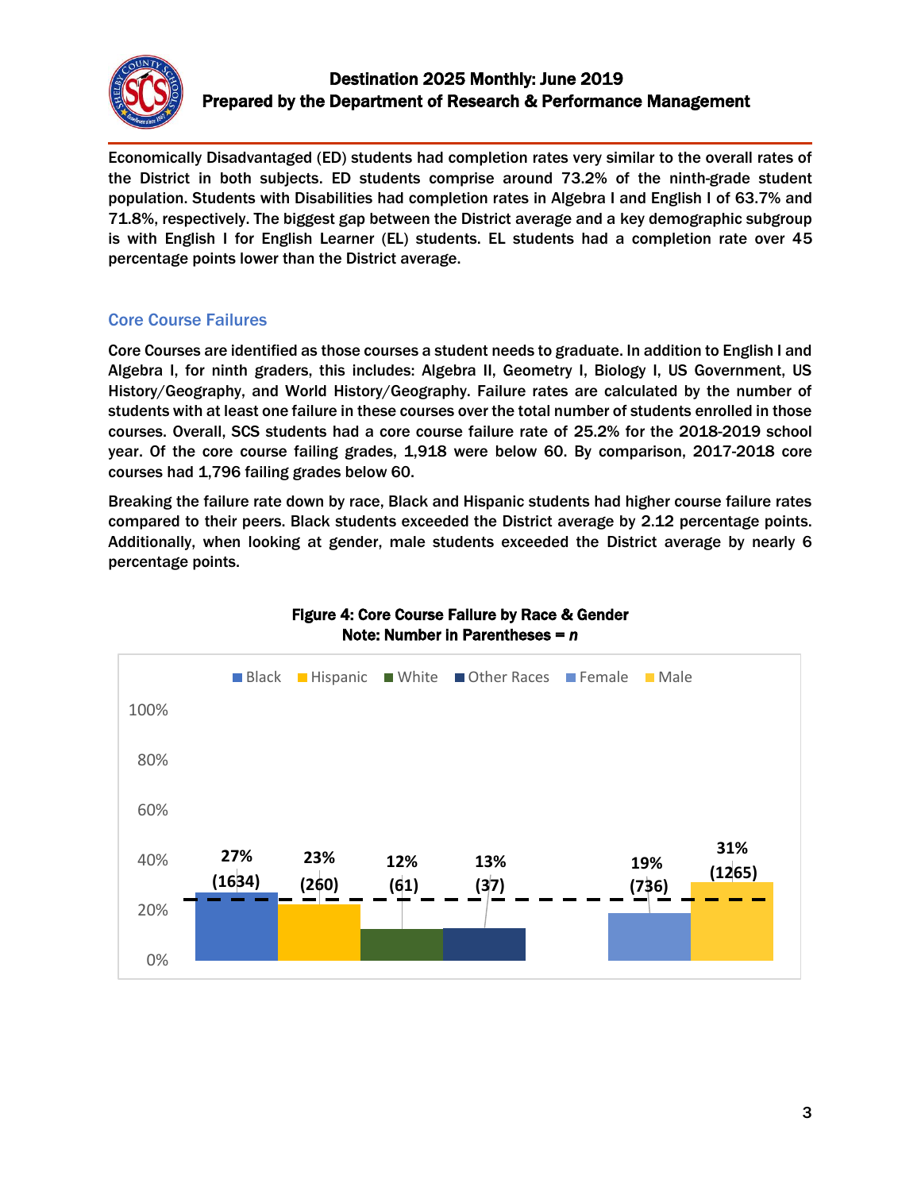Economically Disadvantaged (ED) students had completion rates very similar to the overall rates of the District in both subjects. ED students comprise around 73.2% of the ninth-grade student population. Students with Disabilities had completion rates in Algebra I and English I of 63.7% and 71.8%, respectively. The biggest gap between the District average and a key demographic subgroup is with English I for English Learner (EL) students. EL students had a completion rate over 45 percentage points lower than the District average.

## Core Course Failures

Core Courses are identified as those courses a student needs to graduate. In addition to English I and Algebra I, for ninth graders, this includes: Algebra II, Geometry I, Biology I, US Government, US History/Geography, and World History/Geography. Failure rates are calculated by the number of students with at least one failure in these courses over the total number of students enrolled in those courses. Overall, SCS students had a core course failure rate of 25.2% for the 2018-2019 school year. Of the core course failing grades, 1,918 were below 60. By comparison, 2017-2018 core courses had 1,796 failing grades below 60.

Breaking the failure rate down by race, Black and Hispanic students had higher course failure rates compared to their peers. Black students exceeded the District average by 2.12 percentage points. Additionally, when looking at gender, male students exceeded the District average by nearly 6 percentage points.

**Figure 4: Core Course Failure by Race & Gender**
**Note: Number in Parentheses = *n***

| Group | Failure Rate | n |
|---|---|---|
| Black | 27% | 1634 |
| Hispanic | 23% | 260 |
| White | 12% | 61 |
| Other Races | 13% | 37 |
| Female | 19% | 736 |
| Male | 31% | 1265 |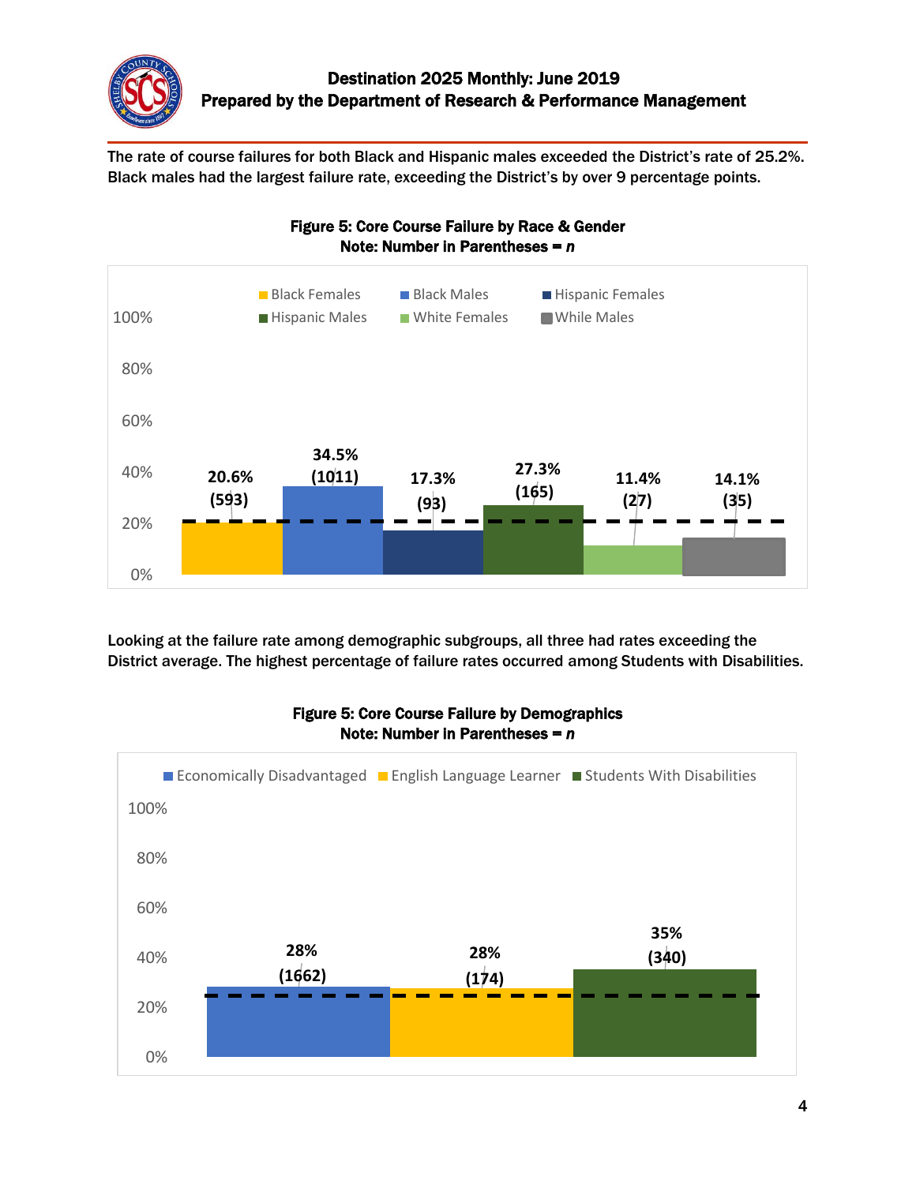The rate of course failures for both Black and Hispanic males exceeded the District's rate of 25.2%. Black males had the largest failure rate, exceeding the District's by over 9 percentage points.

**Figure 5: Core Course Failure by Race & Gender**
**Note: Number in Parentheses = *n***

| Group | Failure Rate | n |
|---|---|---|
| Black Females | 20.6% | (593) |
| Black Males | 34.5% | (1011) |
| Hispanic Females | 17.3% | (93) |
| Hispanic Males | 27.3% | (165) |
| White Females | 11.4% | (27) |
| While Males | 14.1% | (35) |

Looking at the failure rate among demographic subgroups, all three had rates exceeding the District average. The highest percentage of failure rates occurred among Students with Disabilities.

**Figure 5: Core Course Failure by Demographics**
**Note: Number in Parentheses = *n***

| Group | Failure Rate | n |
|---|---|---|
| Economically Disadvantaged | 28% | (1662) |
| English Language Learner | 28% | (174) |
| Students With Disabilities | 35% | (340) |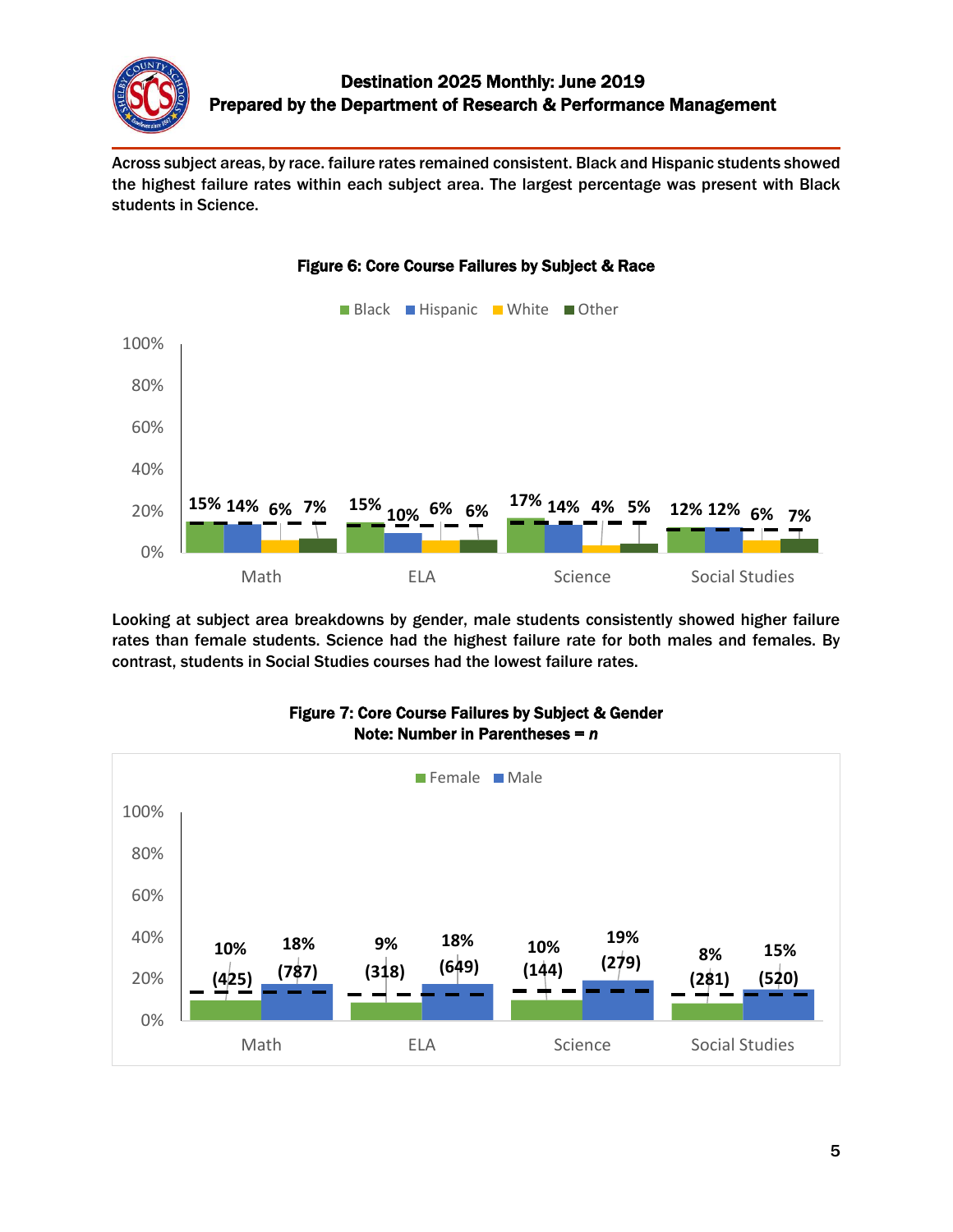Across subject areas, by race. failure rates remained consistent. Black and Hispanic students showed the highest failure rates within each subject area. The largest percentage was present with Black students in Science.

**Figure 6: Core Course Failures by Subject & Race**

| | Black | Hispanic | White | Other |
|---|---|---|---|---|
| Math | 15% | 14% | 6% | 7% |
| ELA | 15% | 10% | 6% | 6% |
| Science | 17% | 14% | 4% | 5% |
| Social Studies | 12% | 12% | 6% | 7% |

Looking at subject area breakdowns by gender, male students consistently showed higher failure rates than female students. Science had the highest failure rate for both males and females. By contrast, students in Social Studies courses had the lowest failure rates.

**Figure 7: Core Course Failures by Subject & Gender**
**Note: Number in Parentheses = *n***

| | Female | Male |
|---|---|---|
| Math | 10% (425) | 18% (787) |
| ELA | 9% (318) | 18% (649) |
| Science | 10% (144) | 19% (279) |
| Social Studies | 8% (281) | 15% (520) |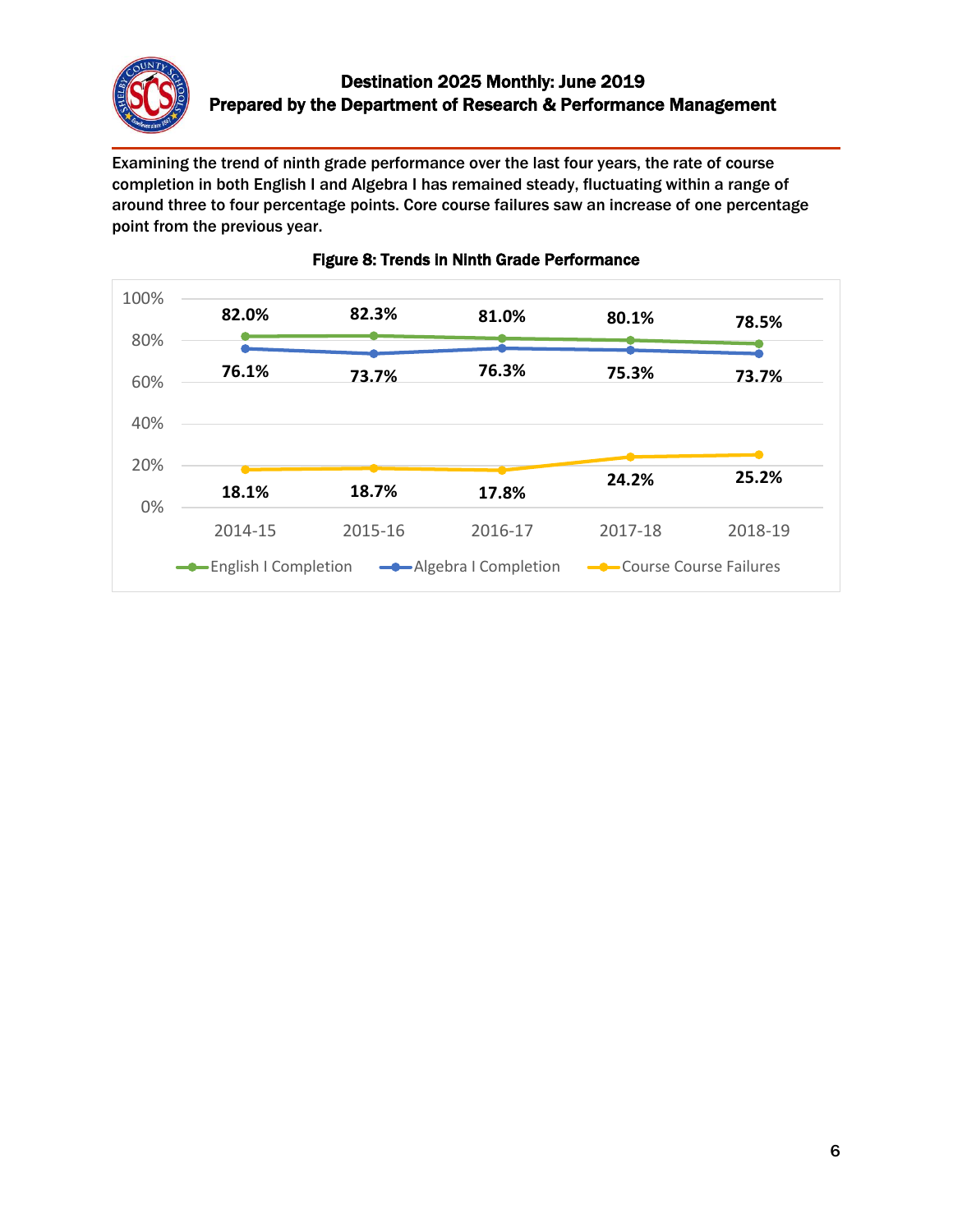Examining the trend of ninth grade performance over the last four years, the rate of course completion in both English I and Algebra I has remained steady, fluctuating within a range of around three to four percentage points. Core course failures saw an increase of one percentage point from the previous year.

**Figure 8: Trends in Ninth Grade Performance**

| | 2014-15 | 2015-16 | 2016-17 | 2017-18 | 2018-19 |
|---|---|---|---|---|---|
| English I Completion | 82.0% | 82.3% | 81.0% | 80.1% | 78.5% |
| Algebra I Completion | 76.1% | 73.7% | 76.3% | 75.3% | 73.7% |
| Course Course Failures | 18.1% | 18.7% | 17.8% | 24.2% | 25.2% |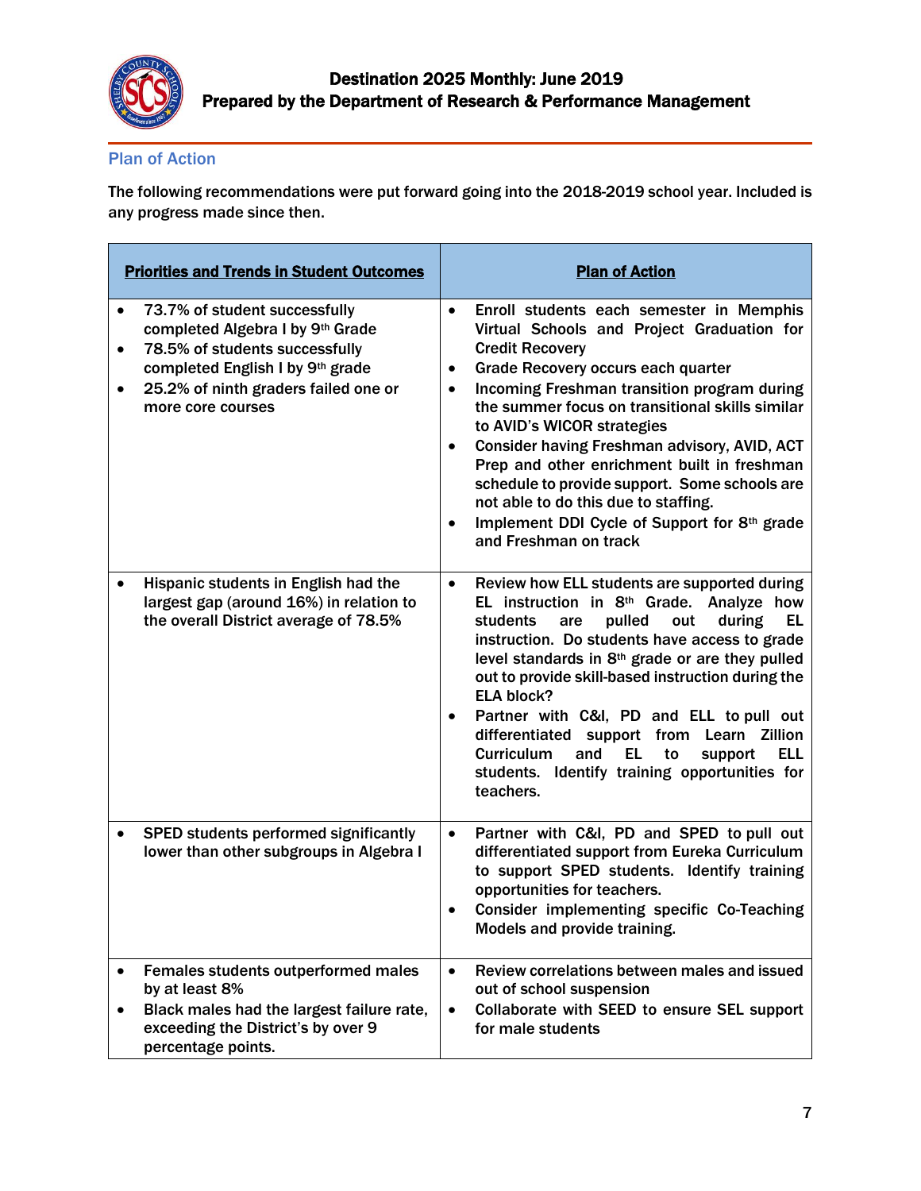## Plan of Action

The following recommendations were put forward going into the 2018-2019 school year. Included is any progress made since then.

| **Priorities and Trends in Student Outcomes** | **Plan of Action** |
| --- | --- |
| • 73.7% of student successfully completed Algebra I by 9th Grade<br>• 78.5% of students successfully completed English I by 9th grade<br>• 25.2% of ninth graders failed one or more core courses | • Enroll students each semester in Memphis Virtual Schools and Project Graduation for Credit Recovery<br>• Grade Recovery occurs each quarter<br>• Incoming Freshman transition program during the summer focus on transitional skills similar to AVID's WICOR strategies<br>• Consider having Freshman advisory, AVID, ACT Prep and other enrichment built in freshman schedule to provide support. Some schools are not able to do this due to staffing.<br>• Implement DDI Cycle of Support for 8th grade and Freshman on track |
| • Hispanic students in English had the largest gap (around 16%) in relation to the overall District average of 78.5% | • Review how ELL students are supported during EL instruction in 8th Grade. Analyze how students are pulled out during EL instruction. Do students have access to grade level standards in 8th grade or are they pulled out to provide skill-based instruction during the ELA block?<br>• Partner with C&I, PD and ELL to pull out differentiated support from Learn Zillion Curriculum and EL to support ELL students. Identify training opportunities for teachers. |
| • SPED students performed significantly lower than other subgroups in Algebra I | • Partner with C&I, PD and SPED to pull out differentiated support from Eureka Curriculum to support SPED students. Identify training opportunities for teachers.<br>• Consider implementing specific Co-Teaching Models and provide training. |
| • Females students outperformed males by at least 8%<br>• Black males had the largest failure rate, exceeding the District's by over 9 percentage points. | • Review correlations between males and issued out of school suspension<br>• Collaborate with SEED to ensure SEL support for male students |